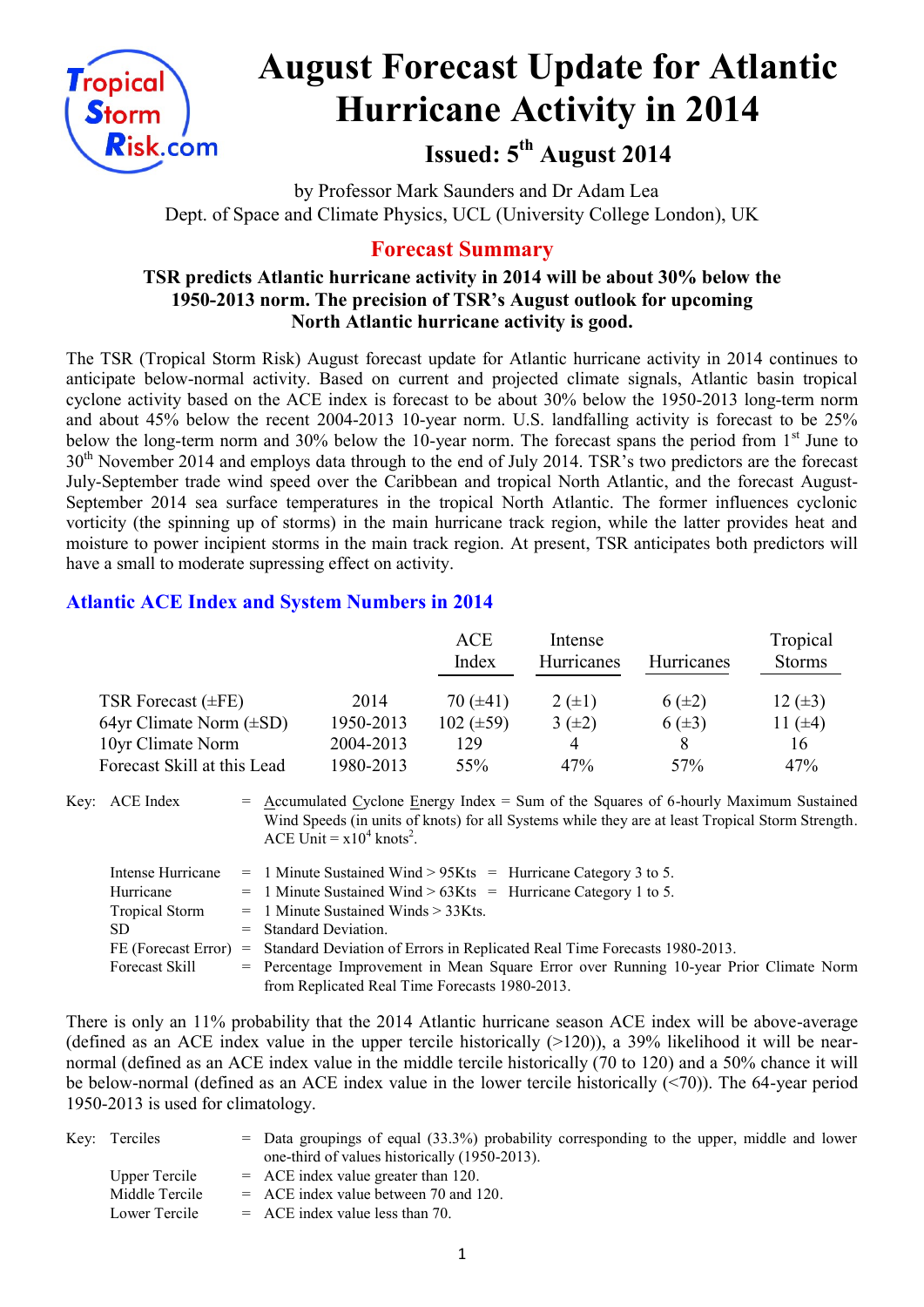# August Forecast Update for Atlantic Hurricane Activity in 2014

## Issued: 5th August 2014

by Professor Mark Saunders and Dr Adam Lea
Dept. of Space and Climate Physics, UCL (University College London), UK

## Forecast Summary

**TSR predicts Atlantic hurricane activity in 2014 will be about 30% below the 1950-2013 norm. The precision of TSR's August outlook for upcoming North Atlantic hurricane activity is good.**

The TSR (Tropical Storm Risk) August forecast update for Atlantic hurricane activity in 2014 continues to anticipate below-normal activity. Based on current and projected climate signals, Atlantic basin tropical cyclone activity based on the ACE index is forecast to be about 30% below the 1950-2013 long-term norm and about 45% below the recent 2004-2013 10-year norm. U.S. landfalling activity is forecast to be 25% below the long-term norm and 30% below the 10-year norm. The forecast spans the period from 1st June to 30th November 2014 and employs data through to the end of July 2014. TSR's two predictors are the forecast July-September trade wind speed over the Caribbean and tropical North Atlantic, and the forecast August-September 2014 sea surface temperatures in the tropical North Atlantic. The former influences cyclonic vorticity (the spinning up of storms) in the main hurricane track region, while the latter provides heat and moisture to power incipient storms in the main track region. At present, TSR anticipates both predictors will have a small to moderate supressing effect on activity.

## Atlantic ACE Index and System Numbers in 2014

| | | ACE Index | Intense Hurricanes | Hurricanes | Tropical Storms |
|---|---|---|---|---|---|
| TSR Forecast (±FE) | 2014 | 70 (±41) | 2 (±1) | 6 (±2) | 12 (±3) |
| 64yr Climate Norm (±SD) | 1950-2013 | 102 (±59) | 3 (±2) | 6 (±3) | 11 (±4) |
| 10yr Climate Norm | 2004-2013 | 129 | 4 | 8 | 16 |
| Forecast Skill at this Lead | 1980-2013 | 55% | 47% | 57% | 47% |

Key:
- ACE Index = Accumulated Cyclone Energy Index = Sum of the Squares of 6-hourly Maximum Sustained Wind Speeds (in units of knots) for all Systems while they are at least Tropical Storm Strength. ACE Unit = $x10^4$ knots$^2$.
- Intense Hurricane = 1 Minute Sustained Wind > 95Kts = Hurricane Category 3 to 5.
- Hurricane = 1 Minute Sustained Wind > 63Kts = Hurricane Category 1 to 5.
- Tropical Storm = 1 Minute Sustained Winds > 33Kts.
- SD = Standard Deviation.
- FE (Forecast Error) = Standard Deviation of Errors in Replicated Real Time Forecasts 1980-2013.
- Forecast Skill = Percentage Improvement in Mean Square Error over Running 10-year Prior Climate Norm from Replicated Real Time Forecasts 1980-2013.

There is only an 11% probability that the 2014 Atlantic hurricane season ACE index will be above-average (defined as an ACE index value in the upper tercile historically (>120)), a 39% likelihood it will be near-normal (defined as an ACE index value in the middle tercile historically (70 to 120) and a 50% chance it will be below-normal (defined as an ACE index value in the lower tercile historically (<70)). The 64-year period 1950-2013 is used for climatology.

Key:
- Terciles = Data groupings of equal (33.3%) probability corresponding to the upper, middle and lower one-third of values historically (1950-2013).
- Upper Tercile = ACE index value greater than 120.
- Middle Tercile = ACE index value between 70 and 120.
- Lower Tercile = ACE index value less than 70.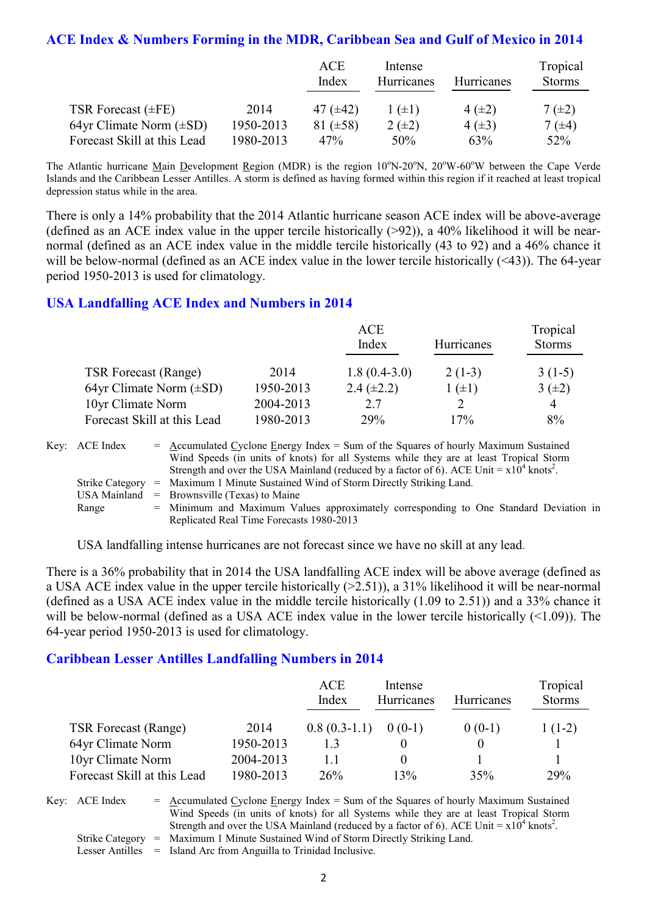## ACE Index & Numbers Forming in the MDR, Caribbean Sea and Gulf of Mexico in 2014

| | | ACE Index | Intense Hurricanes | Hurricanes | Tropical Storms |
|---|---|---|---|---|---|
| TSR Forecast (±FE) | 2014 | 47 (±42) | 1 (±1) | 4 (±2) | 7 (±2) |
| 64yr Climate Norm (±SD) | 1950-2013 | 81 (±58) | 2 (±2) | 4 (±3) | 7 (±4) |
| Forecast Skill at this Lead | 1980-2013 | 47% | 50% | 63% | 52% |

The Atlantic hurricane Main Development Region (MDR) is the region 10°N-20°N, 20°W-60°W between the Cape Verde Islands and the Caribbean Lesser Antilles. A storm is defined as having formed within this region if it reached at least tropical depression status while in the area.

There is only a 14% probability that the 2014 Atlantic hurricane season ACE index will be above-average (defined as an ACE index value in the upper tercile historically (>92)), a 40% likelihood it will be near-normal (defined as an ACE index value in the middle tercile historically (43 to 92) and a 46% chance it will be below-normal (defined as an ACE index value in the lower tercile historically (<43)). The 64-year period 1950-2013 is used for climatology.

## USA Landfalling ACE Index and Numbers in 2014

| | | ACE Index | Hurricanes | Tropical Storms |
|---|---|---|---|---|
| TSR Forecast (Range) | 2014 | 1.8 (0.4-3.0) | 2 (1-3) | 3 (1-5) |
| 64yr Climate Norm (±SD) | 1950-2013 | 2.4 (±2.2) | 1 (±1) | 3 (±2) |
| 10yr Climate Norm | 2004-2013 | 2.7 | 2 | 4 |
| Forecast Skill at this Lead | 1980-2013 | 29% | 17% | 8% |

Key:
- ACE Index = Accumulated Cyclone Energy Index = Sum of the Squares of hourly Maximum Sustained Wind Speeds (in units of knots) for all Systems while they are at least Tropical Storm Strength and over the USA Mainland (reduced by a factor of 6). ACE Unit = $x10^4$ knots$^2$.
- Strike Category = Maximum 1 Minute Sustained Wind of Storm Directly Striking Land.
- USA Mainland = Brownsville (Texas) to Maine
- Range = Minimum and Maximum Values approximately corresponding to One Standard Deviation in Replicated Real Time Forecasts 1980-2013

USA landfalling intense hurricanes are not forecast since we have no skill at any lead.

There is a 36% probability that in 2014 the USA landfalling ACE index will be above average (defined as a USA ACE index value in the upper tercile historically (>2.51)), a 31% likelihood it will be near-normal (defined as a USA ACE index value in the middle tercile historically (1.09 to 2.51)) and a 33% chance it will be below-normal (defined as a USA ACE index value in the lower tercile historically (<1.09)). The 64-year period 1950-2013 is used for climatology.

## Caribbean Lesser Antilles Landfalling Numbers in 2014

| | | ACE Index | Intense Hurricanes | Hurricanes | Tropical Storms |
|---|---|---|---|---|---|
| TSR Forecast (Range) | 2014 | 0.8 (0.3-1.1) | 0 (0-1) | 0 (0-1) | 1 (1-2) |
| 64yr Climate Norm | 1950-2013 | 1.3 | 0 | 0 | 1 |
| 10yr Climate Norm | 2004-2013 | 1.1 | 0 | 1 | 1 |
| Forecast Skill at this Lead | 1980-2013 | 26% | 13% | 35% | 29% |

Key:
- ACE Index = Accumulated Cyclone Energy Index = Sum of the Squares of hourly Maximum Sustained Wind Speeds (in units of knots) for all Systems while they are at least Tropical Storm Strength and over the USA Mainland (reduced by a factor of 6). ACE Unit = $x10^4$ knots$^2$.
- Strike Category = Maximum 1 Minute Sustained Wind of Storm Directly Striking Land.
- Lesser Antilles = Island Arc from Anguilla to Trinidad Inclusive.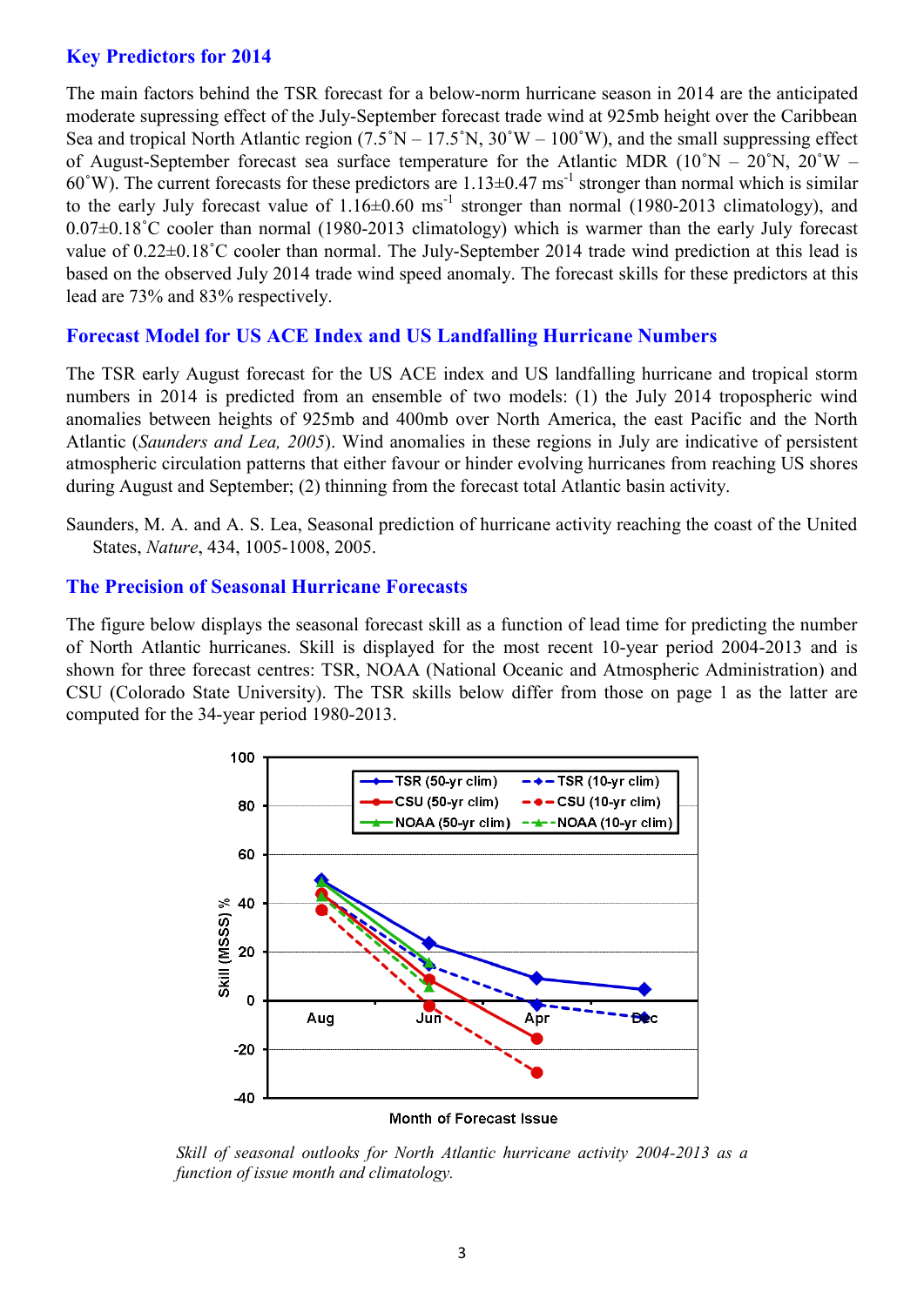## Key Predictors for 2014

The main factors behind the TSR forecast for a below-norm hurricane season in 2014 are the anticipated moderate supressing effect of the July-September forecast trade wind at 925mb height over the Caribbean Sea and tropical North Atlantic region (7.5˚N – 17.5˚N, 30˚W – 100˚W), and the small suppressing effect of August-September forecast sea surface temperature for the Atlantic MDR (10˚N – 20˚N, 20˚W – 60˚W). The current forecasts for these predictors are 1.13±0.47 $ms^{-1}$ stronger than normal which is similar to the early July forecast value of 1.16±0.60 $ms^{-1}$ stronger than normal (1980-2013 climatology), and 0.07±0.18˚C cooler than normal (1980-2013 climatology) which is warmer than the early July forecast value of 0.22±0.18˚C cooler than normal. The July-September 2014 trade wind prediction at this lead is based on the observed July 2014 trade wind speed anomaly. The forecast skills for these predictors at this lead are 73% and 83% respectively.

## Forecast Model for US ACE Index and US Landfalling Hurricane Numbers

The TSR early August forecast for the US ACE index and US landfalling hurricane and tropical storm numbers in 2014 is predicted from an ensemble of two models: (1) the July 2014 tropospheric wind anomalies between heights of 925mb and 400mb over North America, the east Pacific and the North Atlantic (*Saunders and Lea, 2005*). Wind anomalies in these regions in July are indicative of persistent atmospheric circulation patterns that either favour or hinder evolving hurricanes from reaching US shores during August and September; (2) thinning from the forecast total Atlantic basin activity.

Saunders, M. A. and A. S. Lea, Seasonal prediction of hurricane activity reaching the coast of the United States, *Nature*, 434, 1005-1008, 2005.

## The Precision of Seasonal Hurricane Forecasts

The figure below displays the seasonal forecast skill as a function of lead time for predicting the number of North Atlantic hurricanes. Skill is displayed for the most recent 10-year period 2004-2013 and is shown for three forecast centres: TSR, NOAA (National Oceanic and Atmospheric Administration) and CSU (Colorado State University). The TSR skills below differ from those on page 1 as the latter are computed for the 34-year period 1980-2013.

*Skill of seasonal outlooks for North Atlantic hurricane activity 2004-2013 as a function of issue month and climatology.*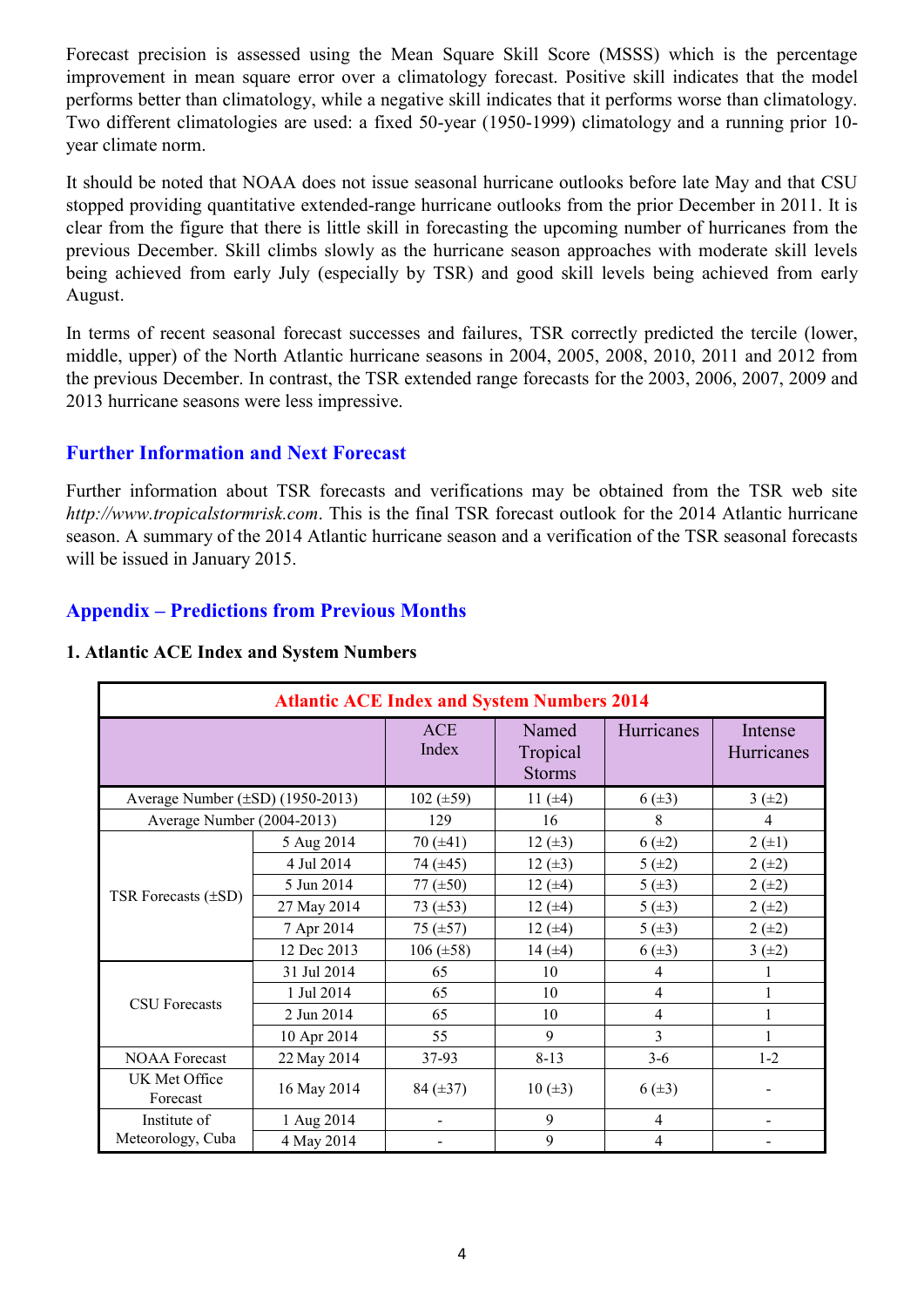Forecast precision is assessed using the Mean Square Skill Score (MSSS) which is the percentage improvement in mean square error over a climatology forecast. Positive skill indicates that the model performs better than climatology, while a negative skill indicates that it performs worse than climatology. Two different climatologies are used: a fixed 50-year (1950-1999) climatology and a running prior 10-year climate norm.

It should be noted that NOAA does not issue seasonal hurricane outlooks before late May and that CSU stopped providing quantitative extended-range hurricane outlooks from the prior December in 2011. It is clear from the figure that there is little skill in forecasting the upcoming number of hurricanes from the previous December. Skill climbs slowly as the hurricane season approaches with moderate skill levels being achieved from early July (especially by TSR) and good skill levels being achieved from early August.

In terms of recent seasonal forecast successes and failures, TSR correctly predicted the tercile (lower, middle, upper) of the North Atlantic hurricane seasons in 2004, 2005, 2008, 2010, 2011 and 2012 from the previous December. In contrast, the TSR extended range forecasts for the 2003, 2006, 2007, 2009 and 2013 hurricane seasons were less impressive.

## Further Information and Next Forecast

Further information about TSR forecasts and verifications may be obtained from the TSR web site *http://www.tropicalstormrisk.com*. This is the final TSR forecast outlook for the 2014 Atlantic hurricane season. A summary of the 2014 Atlantic hurricane season and a verification of the TSR seasonal forecasts will be issued in January 2015.

## Appendix – Predictions from Previous Months

### 1. Atlantic ACE Index and System Numbers

| Atlantic ACE Index and System Numbers 2014 | | | | | |
|---|---|---|---|---|---|
| | | ACE Index | Named Tropical Storms | Hurricanes | Intense Hurricanes |
| Average Number (±SD) (1950-2013) | | 102 (±59) | 11 (±4) | 6 (±3) | 3 (±2) |
| Average Number (2004-2013) | | 129 | 16 | 8 | 4 |
| TSR Forecasts (±SD) | 5 Aug 2014 | 70 (±41) | 12 (±3) | 6 (±2) | 2 (±1) |
| | 4 Jul 2014 | 74 (±45) | 12 (±3) | 5 (±2) | 2 (±2) |
| | 5 Jun 2014 | 77 (±50) | 12 (±4) | 5 (±3) | 2 (±2) |
| | 27 May 2014 | 73 (±53) | 12 (±4) | 5 (±3) | 2 (±2) |
| | 7 Apr 2014 | 75 (±57) | 12 (±4) | 5 (±3) | 2 (±2) |
| | 12 Dec 2013 | 106 (±58) | 14 (±4) | 6 (±3) | 3 (±2) |
| CSU Forecasts | 31 Jul 2014 | 65 | 10 | 4 | 1 |
| | 1 Jul 2014 | 65 | 10 | 4 | 1 |
| | 2 Jun 2014 | 65 | 10 | 4 | 1 |
| | 10 Apr 2014 | 55 | 9 | 3 | 1 |
| NOAA Forecast | 22 May 2014 | 37-93 | 8-13 | 3-6 | 1-2 |
| UK Met Office Forecast | 16 May 2014 | 84 (±37) | 10 (±3) | 6 (±3) | - |
| Institute of Meteorology, Cuba | 1 Aug 2014 | - | 9 | 4 | - |
| | 4 May 2014 | - | 9 | 4 | - |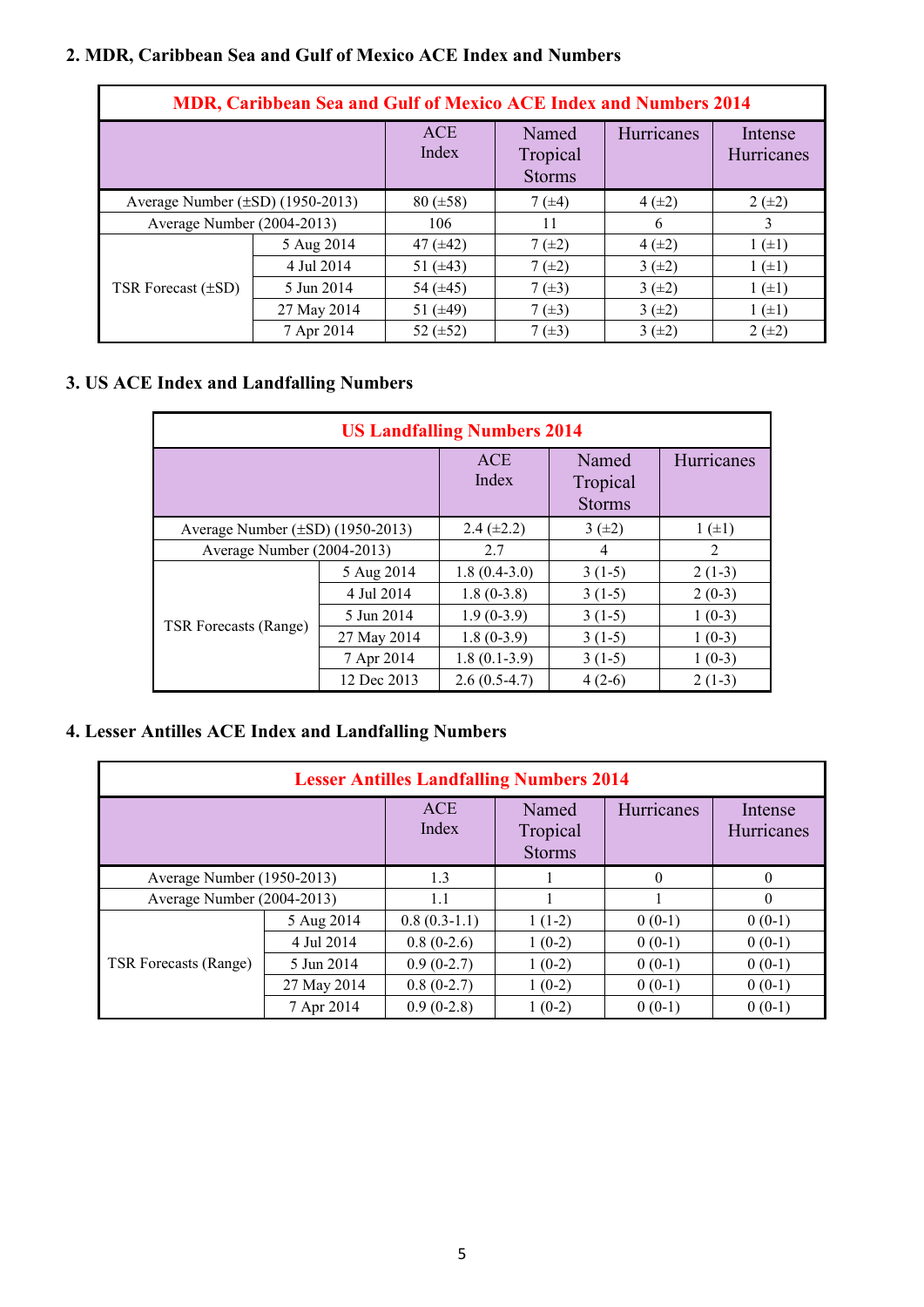### 2. MDR, Caribbean Sea and Gulf of Mexico ACE Index and Numbers

| MDR, Caribbean Sea and Gulf of Mexico ACE Index and Numbers 2014 | | | | | |
|---|---|---|---|---|---|
| | | ACE Index | Named Tropical Storms | Hurricanes | Intense Hurricanes |
| Average Number (±SD) (1950-2013) | | 80 (±58) | 7 (±4) | 4 (±2) | 2 (±2) |
| Average Number (2004-2013) | | 106 | 11 | 6 | 3 |
| TSR Forecast (±SD) | 5 Aug 2014 | 47 (±42) | 7 (±2) | 4 (±2) | 1 (±1) |
| | 4 Jul 2014 | 51 (±43) | 7 (±2) | 3 (±2) | 1 (±1) |
| | 5 Jun 2014 | 54 (±45) | 7 (±3) | 3 (±2) | 1 (±1) |
| | 27 May 2014 | 51 (±49) | 7 (±3) | 3 (±2) | 1 (±1) |
| | 7 Apr 2014 | 52 (±52) | 7 (±3) | 3 (±2) | 2 (±2) |

### 3. US ACE Index and Landfalling Numbers

| US Landfalling Numbers 2014 | | | | |
|---|---|---|---|---|
| | | ACE Index | Named Tropical Storms | Hurricanes |
| Average Number (±SD) (1950-2013) | | 2.4 (±2.2) | 3 (±2) | 1 (±1) |
| Average Number (2004-2013) | | 2.7 | 4 | 2 |
| TSR Forecasts (Range) | 5 Aug 2014 | 1.8 (0.4-3.0) | 3 (1-5) | 2 (1-3) |
| | 4 Jul 2014 | 1.8 (0-3.8) | 3 (1-5) | 2 (0-3) |
| | 5 Jun 2014 | 1.9 (0-3.9) | 3 (1-5) | 1 (0-3) |
| | 27 May 2014 | 1.8 (0-3.9) | 3 (1-5) | 1 (0-3) |
| | 7 Apr 2014 | 1.8 (0.1-3.9) | 3 (1-5) | 1 (0-3) |
| | 12 Dec 2013 | 2.6 (0.5-4.7) | 4 (2-6) | 2 (1-3) |

### 4. Lesser Antilles ACE Index and Landfalling Numbers

| Lesser Antilles Landfalling Numbers 2014 | | | | | |
|---|---|---|---|---|---|
| | | ACE Index | Named Tropical Storms | Hurricanes | Intense Hurricanes |
| Average Number (1950-2013) | | 1.3 | 1 | 0 | 0 |
| Average Number (2004-2013) | | 1.1 | 1 | 1 | 0 |
| TSR Forecasts (Range) | 5 Aug 2014 | 0.8 (0.3-1.1) | 1 (1-2) | 0 (0-1) | 0 (0-1) |
| | 4 Jul 2014 | 0.8 (0-2.6) | 1 (0-2) | 0 (0-1) | 0 (0-1) |
| | 5 Jun 2014 | 0.9 (0-2.7) | 1 (0-2) | 0 (0-1) | 0 (0-1) |
| | 27 May 2014 | 0.8 (0-2.7) | 1 (0-2) | 0 (0-1) | 0 (0-1) |
| | 7 Apr 2014 | 0.9 (0-2.8) | 1 (0-2) | 0 (0-1) | 0 (0-1) |